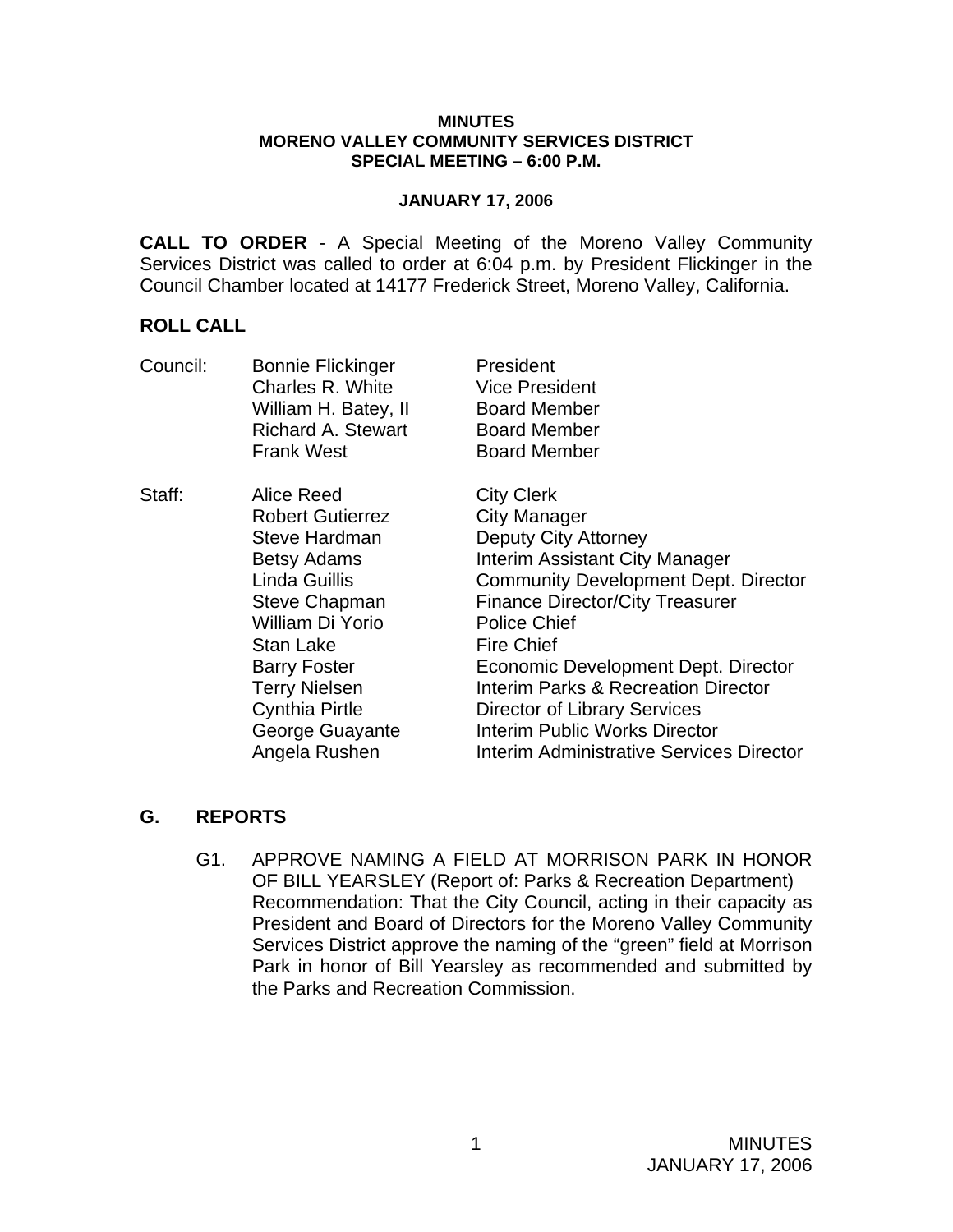**MINUTES**
**MORENO VALLEY COMMUNITY SERVICES DISTRICT**
**SPECIAL MEETING – 6:00 P.M.**

**JANUARY 17, 2006**

**CALL TO ORDER** - A Special Meeting of the Moreno Valley Community Services District was called to order at 6:04 p.m. by President Flickinger in the Council Chamber located at 14177 Frederick Street, Moreno Valley, California.

## ROLL CALL

| | | |
|---|---|---|
| Council: | Bonnie Flickinger | President |
| | Charles R. White | Vice President |
| | William H. Batey, II | Board Member |
| | Richard A. Stewart | Board Member |
| | Frank West | Board Member |
| Staff: | Alice Reed | City Clerk |
| | Robert Gutierrez | City Manager |
| | Steve Hardman | Deputy City Attorney |
| | Betsy Adams | Interim Assistant City Manager |
| | Linda Guillis | Community Development Dept. Director |
| | Steve Chapman | Finance Director/City Treasurer |
| | William Di Yorio | Police Chief |
| | Stan Lake | Fire Chief |
| | Barry Foster | Economic Development Dept. Director |
| | Terry Nielsen | Interim Parks & Recreation Director |
| | Cynthia Pirtle | Director of Library Services |
| | George Guayante | Interim Public Works Director |
| | Angela Rushen | Interim Administrative Services Director |

## G. REPORTS

G1. APPROVE NAMING A FIELD AT MORRISON PARK IN HONOR OF BILL YEARSLEY (Report of: Parks & Recreation Department)
Recommendation: That the City Council, acting in their capacity as President and Board of Directors for the Moreno Valley Community Services District approve the naming of the "green" field at Morrison Park in honor of Bill Yearsley as recommended and submitted by the Parks and Recreation Commission.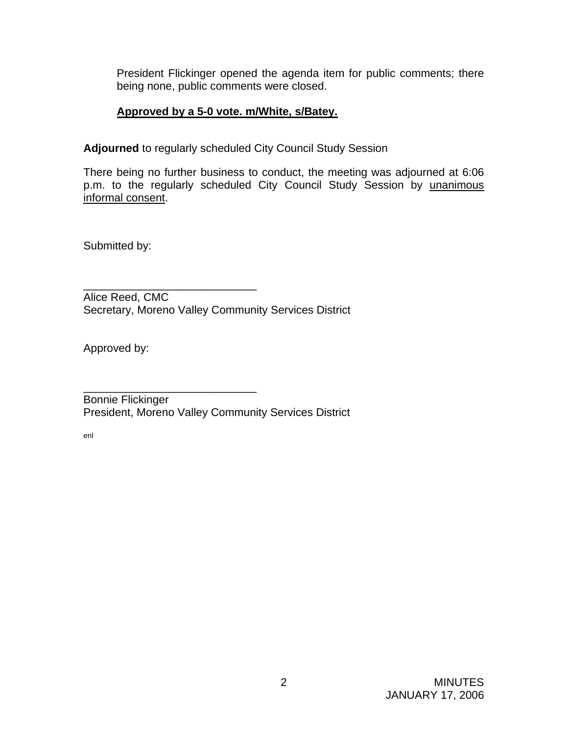President Flickinger opened the agenda item for public comments; there being none, public comments were closed.

**Approved by a 5-0 vote. m/White, s/Batey.**

**Adjourned** to regularly scheduled City Council Study Session

There being no further business to conduct, the meeting was adjourned at 6:06 p.m. to the regularly scheduled City Council Study Session by unanimous informal consent.

Submitted by:

_____________________________

Alice Reed, CMC
Secretary, Moreno Valley Community Services District

Approved by:

_____________________________

Bonnie Flickinger
President, Moreno Valley Community Services District

enl